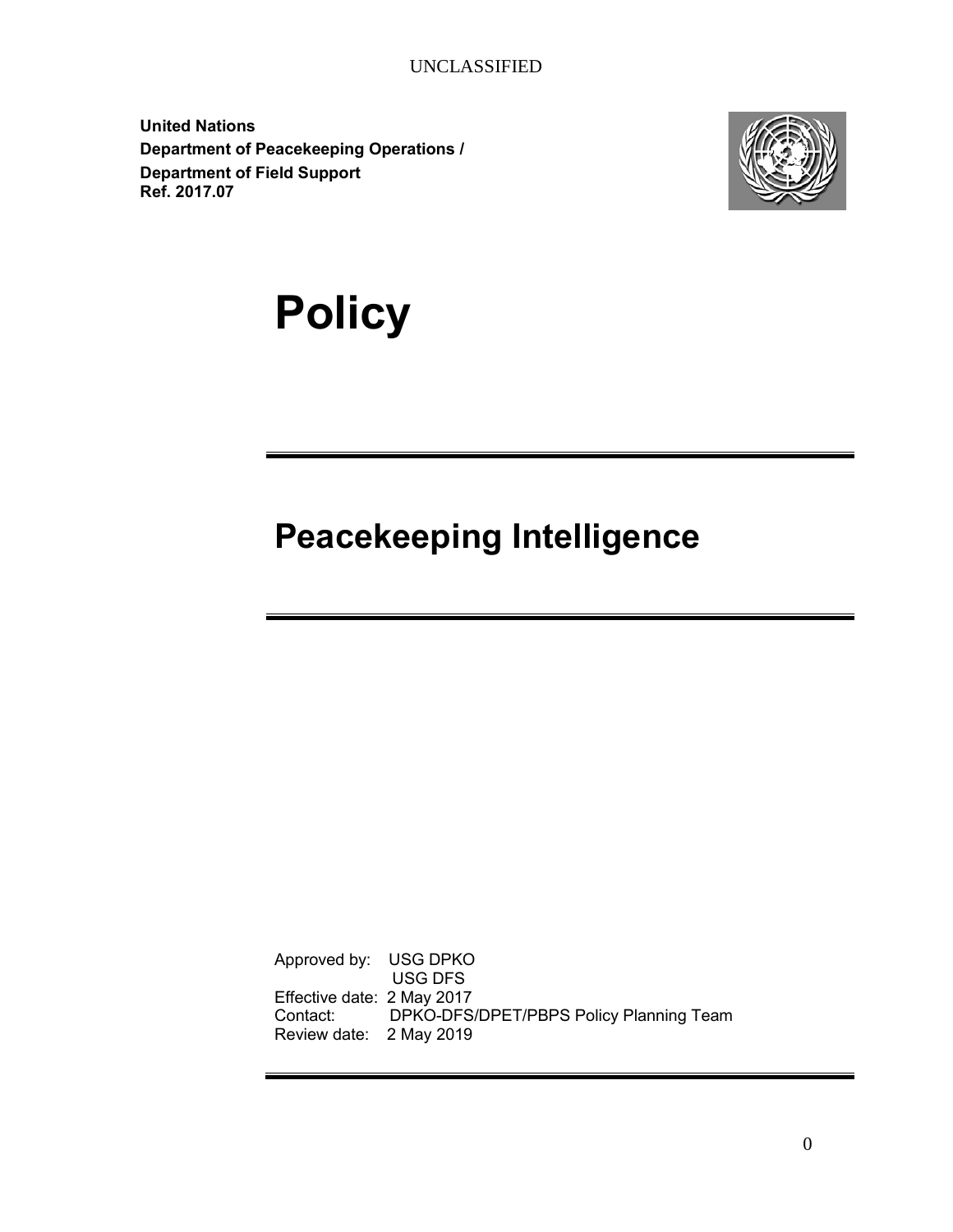UNCLASSIFIED

**United Nations**
**Department of Peacekeeping Operations /**
**Department of Field Support**
**Ref. 2017.07**

# Policy

# Peacekeeping Intelligence

Approved by: USG DPKO
USG DFS
Effective date: 2 May 2017
Contact: DPKO-DFS/DPET/PBPS Policy Planning Team
Review date: 2 May 2019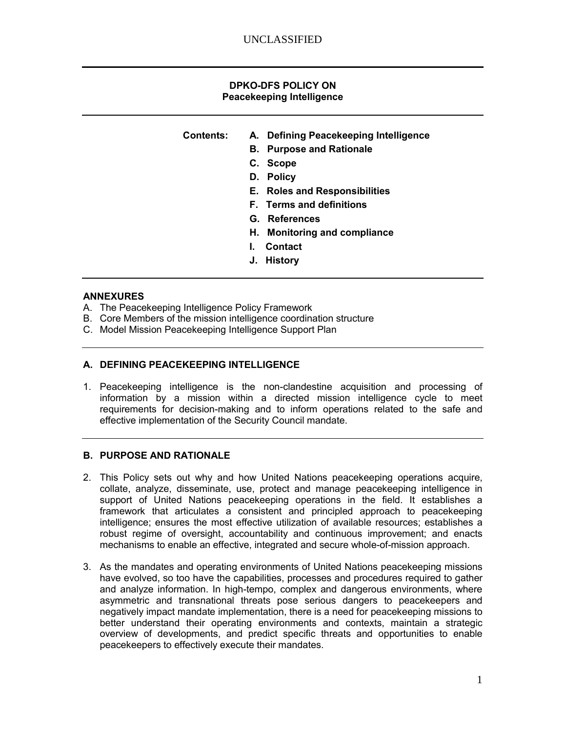UNCLASSIFIED

---

**DPKO-DFS POLICY ON**
**Peacekeeping Intelligence**

---

**Contents:**

- **A. Defining Peacekeeping Intelligence**
- **B. Purpose and Rationale**
- **C. Scope**
- **D. Policy**
- **E. Roles and Responsibilities**
- **F. Terms and definitions**
- **G. References**
- **H. Monitoring and compliance**
- **I. Contact**
- **J. History**

---

**ANNEXURES**

A. The Peacekeeping Intelligence Policy Framework
B. Core Members of the mission intelligence coordination structure
C. Model Mission Peacekeeping Intelligence Support Plan

---

## A. DEFINING PEACEKEEPING INTELLIGENCE

1. Peacekeeping intelligence is the non-clandestine acquisition and processing of information by a mission within a directed mission intelligence cycle to meet requirements for decision-making and to inform operations related to the safe and effective implementation of the Security Council mandate.

---

## B. PURPOSE AND RATIONALE

2. This Policy sets out why and how United Nations peacekeeping operations acquire, collate, analyze, disseminate, use, protect and manage peacekeeping intelligence in support of United Nations peacekeeping operations in the field. It establishes a framework that articulates a consistent and principled approach to peacekeeping intelligence; ensures the most effective utilization of available resources; establishes a robust regime of oversight, accountability and continuous improvement; and enacts mechanisms to enable an effective, integrated and secure whole-of-mission approach.

3. As the mandates and operating environments of United Nations peacekeeping missions have evolved, so too have the capabilities, processes and procedures required to gather and analyze information. In high-tempo, complex and dangerous environments, where asymmetric and transnational threats pose serious dangers to peacekeepers and negatively impact mandate implementation, there is a need for peacekeeping missions to better understand their operating environments and contexts, maintain a strategic overview of developments, and predict specific threats and opportunities to enable peacekeepers to effectively execute their mandates.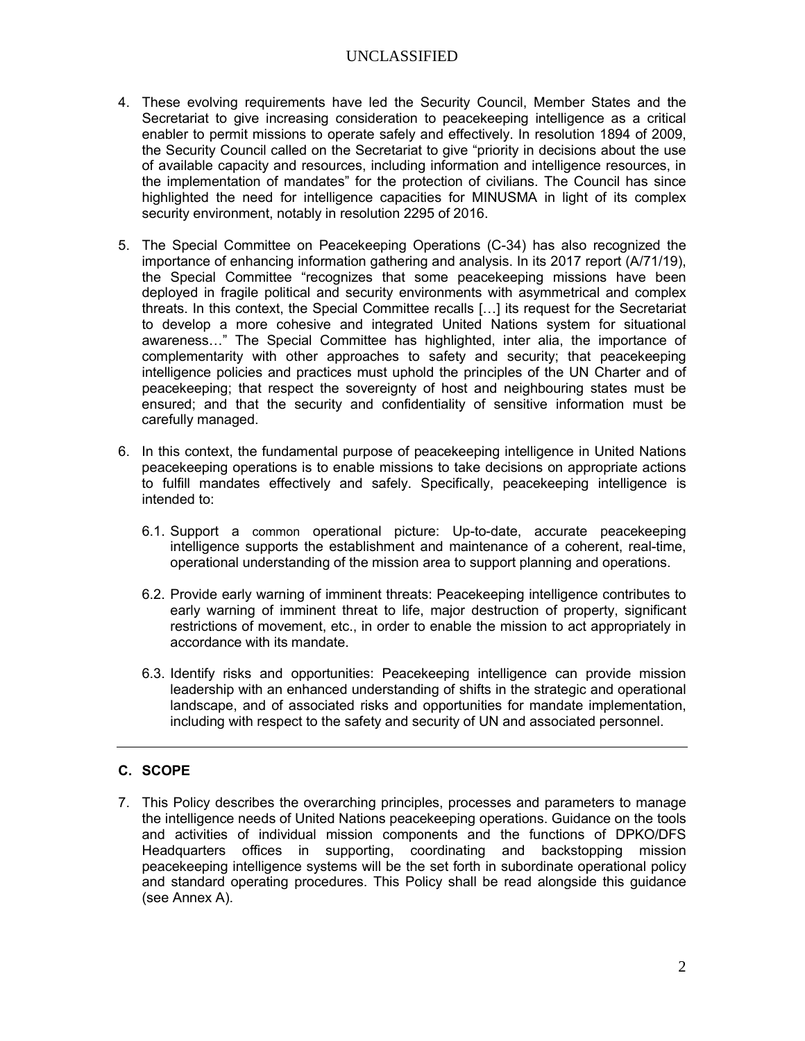4. These evolving requirements have led the Security Council, Member States and the Secretariat to give increasing consideration to peacekeeping intelligence as a critical enabler to permit missions to operate safely and effectively. In resolution 1894 of 2009, the Security Council called on the Secretariat to give "priority in decisions about the use of available capacity and resources, including information and intelligence resources, in the implementation of mandates" for the protection of civilians. The Council has since highlighted the need for intelligence capacities for MINUSMA in light of its complex security environment, notably in resolution 2295 of 2016.

5. The Special Committee on Peacekeeping Operations (C-34) has also recognized the importance of enhancing information gathering and analysis. In its 2017 report (A/71/19), the Special Committee "recognizes that some peacekeeping missions have been deployed in fragile political and security environments with asymmetrical and complex threats. In this context, the Special Committee recalls […] its request for the Secretariat to develop a more cohesive and integrated United Nations system for situational awareness…" The Special Committee has highlighted, inter alia, the importance of complementarity with other approaches to safety and security; that peacekeeping intelligence policies and practices must uphold the principles of the UN Charter and of peacekeeping; that respect the sovereignty of host and neighbouring states must be ensured; and that the security and confidentiality of sensitive information must be carefully managed.

6. In this context, the fundamental purpose of peacekeeping intelligence in United Nations peacekeeping operations is to enable missions to take decisions on appropriate actions to fulfill mandates effectively and safely. Specifically, peacekeeping intelligence is intended to:

   6.1. Support a common operational picture: Up-to-date, accurate peacekeeping intelligence supports the establishment and maintenance of a coherent, real-time, operational understanding of the mission area to support planning and operations.

   6.2. Provide early warning of imminent threats: Peacekeeping intelligence contributes to early warning of imminent threat to life, major destruction of property, significant restrictions of movement, etc., in order to enable the mission to act appropriately in accordance with its mandate.

   6.3. Identify risks and opportunities: Peacekeeping intelligence can provide mission leadership with an enhanced understanding of shifts in the strategic and operational landscape, and of associated risks and opportunities for mandate implementation, including with respect to the safety and security of UN and associated personnel.

## C. SCOPE

7. This Policy describes the overarching principles, processes and parameters to manage the intelligence needs of United Nations peacekeeping operations. Guidance on the tools and activities of individual mission components and the functions of DPKO/DFS Headquarters offices in supporting, coordinating and backstopping mission peacekeeping intelligence systems will be the set forth in subordinate operational policy and standard operating procedures. This Policy shall be read alongside this guidance (see Annex A).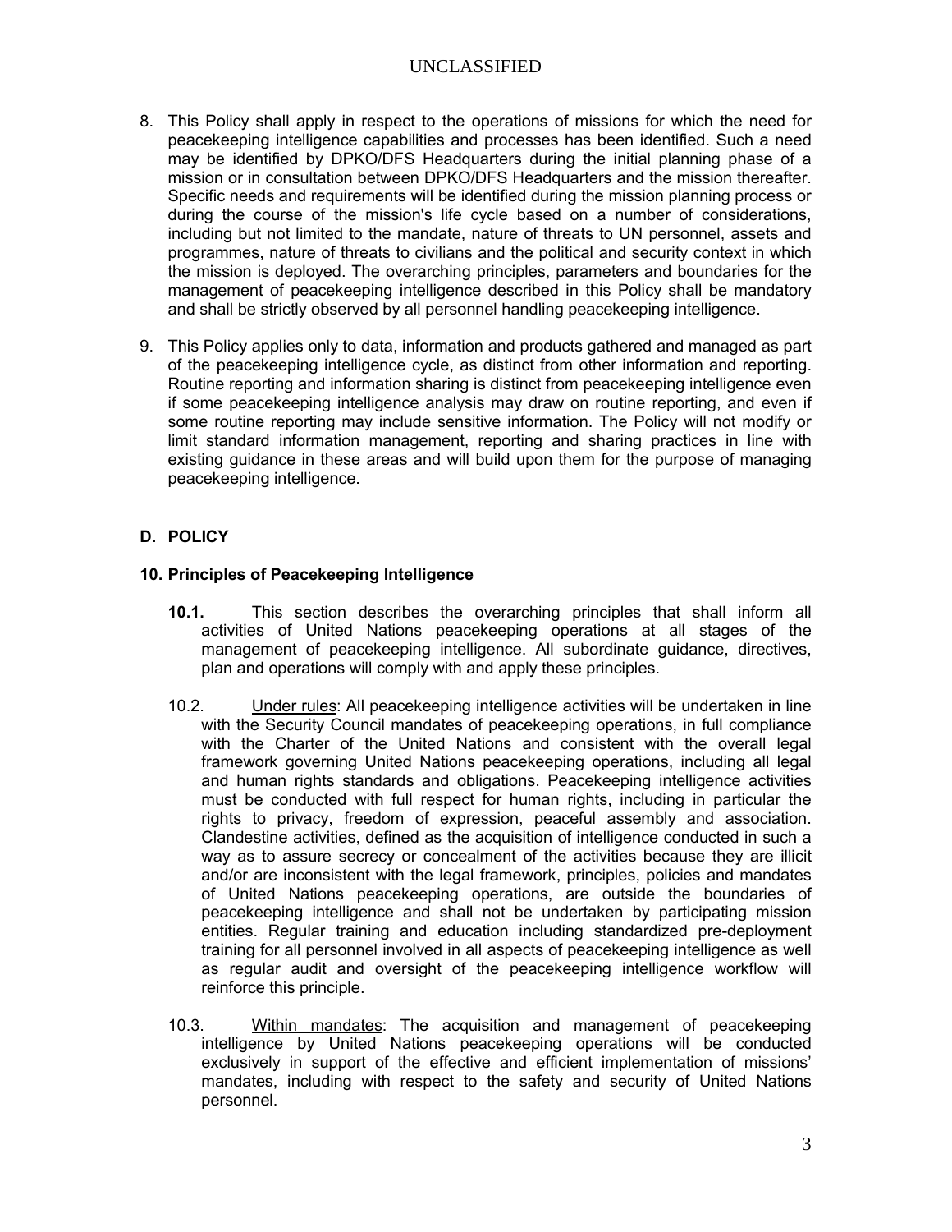8. This Policy shall apply in respect to the operations of missions for which the need for peacekeeping intelligence capabilities and processes has been identified. Such a need may be identified by DPKO/DFS Headquarters during the initial planning phase of a mission or in consultation between DPKO/DFS Headquarters and the mission thereafter. Specific needs and requirements will be identified during the mission planning process or during the course of the mission's life cycle based on a number of considerations, including but not limited to the mandate, nature of threats to UN personnel, assets and programmes, nature of threats to civilians and the political and security context in which the mission is deployed. The overarching principles, parameters and boundaries for the management of peacekeeping intelligence described in this Policy shall be mandatory and shall be strictly observed by all personnel handling peacekeeping intelligence.

9. This Policy applies only to data, information and products gathered and managed as part of the peacekeeping intelligence cycle, as distinct from other information and reporting. Routine reporting and information sharing is distinct from peacekeeping intelligence even if some peacekeeping intelligence analysis may draw on routine reporting, and even if some routine reporting may include sensitive information. The Policy will not modify or limit standard information management, reporting and sharing practices in line with existing guidance in these areas and will build upon them for the purpose of managing peacekeeping intelligence.

---

## D. POLICY

### 10. Principles of Peacekeeping Intelligence

**10.1.** This section describes the overarching principles that shall inform all activities of United Nations peacekeeping operations at all stages of the management of peacekeeping intelligence. All subordinate guidance, directives, plan and operations will comply with and apply these principles.

10.2. Under rules: All peacekeeping intelligence activities will be undertaken in line with the Security Council mandates of peacekeeping operations, in full compliance with the Charter of the United Nations and consistent with the overall legal framework governing United Nations peacekeeping operations, including all legal and human rights standards and obligations. Peacekeeping intelligence activities must be conducted with full respect for human rights, including in particular the rights to privacy, freedom of expression, peaceful assembly and association. Clandestine activities, defined as the acquisition of intelligence conducted in such a way as to assure secrecy or concealment of the activities because they are illicit and/or are inconsistent with the legal framework, principles, policies and mandates of United Nations peacekeeping operations, are outside the boundaries of peacekeeping intelligence and shall not be undertaken by participating mission entities. Regular training and education including standardized pre-deployment training for all personnel involved in all aspects of peacekeeping intelligence as well as regular audit and oversight of the peacekeeping intelligence workflow will reinforce this principle.

10.3. Within mandates: The acquisition and management of peacekeeping intelligence by United Nations peacekeeping operations will be conducted exclusively in support of the effective and efficient implementation of missions' mandates, including with respect to the safety and security of United Nations personnel.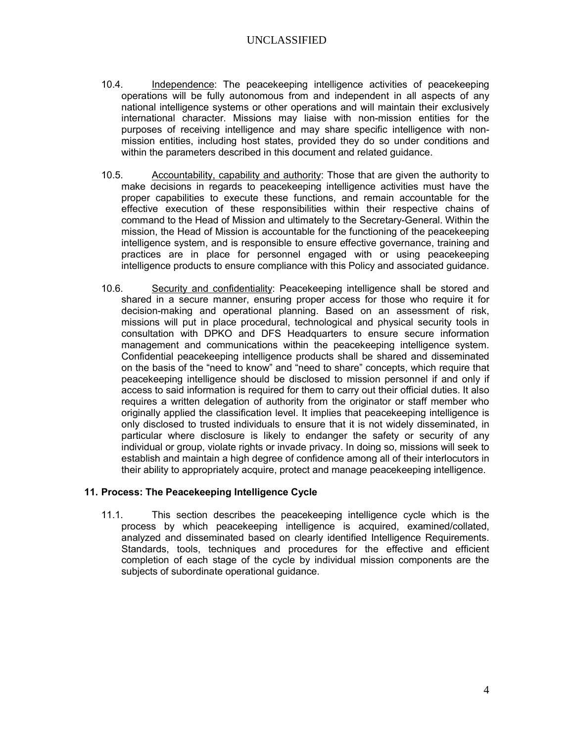10.4. <u>Independence</u>: The peacekeeping intelligence activities of peacekeeping operations will be fully autonomous from and independent in all aspects of any national intelligence systems or other operations and will maintain their exclusively international character. Missions may liaise with non-mission entities for the purposes of receiving intelligence and may share specific intelligence with non-mission entities, including host states, provided they do so under conditions and within the parameters described in this document and related guidance.

10.5. <u>Accountability, capability and authority</u>: Those that are given the authority to make decisions in regards to peacekeeping intelligence activities must have the proper capabilities to execute these functions, and remain accountable for the effective execution of these responsibilities within their respective chains of command to the Head of Mission and ultimately to the Secretary-General. Within the mission, the Head of Mission is accountable for the functioning of the peacekeeping intelligence system, and is responsible to ensure effective governance, training and practices are in place for personnel engaged with or using peacekeeping intelligence products to ensure compliance with this Policy and associated guidance.

10.6. <u>Security and confidentiality</u>: Peacekeeping intelligence shall be stored and shared in a secure manner, ensuring proper access for those who require it for decision-making and operational planning. Based on an assessment of risk, missions will put in place procedural, technological and physical security tools in consultation with DPKO and DFS Headquarters to ensure secure information management and communications within the peacekeeping intelligence system. Confidential peacekeeping intelligence products shall be shared and disseminated on the basis of the "need to know" and "need to share" concepts, which require that peacekeeping intelligence should be disclosed to mission personnel if and only if access to said information is required for them to carry out their official duties. It also requires a written delegation of authority from the originator or staff member who originally applied the classification level. It implies that peacekeeping intelligence is only disclosed to trusted individuals to ensure that it is not widely disseminated, in particular where disclosure is likely to endanger the safety or security of any individual or group, violate rights or invade privacy. In doing so, missions will seek to establish and maintain a high degree of confidence among all of their interlocutors in their ability to appropriately acquire, protect and manage peacekeeping intelligence.

## 11. Process: The Peacekeeping Intelligence Cycle

11.1. This section describes the peacekeeping intelligence cycle which is the process by which peacekeeping intelligence is acquired, examined/collated, analyzed and disseminated based on clearly identified Intelligence Requirements. Standards, tools, techniques and procedures for the effective and efficient completion of each stage of the cycle by individual mission components are the subjects of subordinate operational guidance.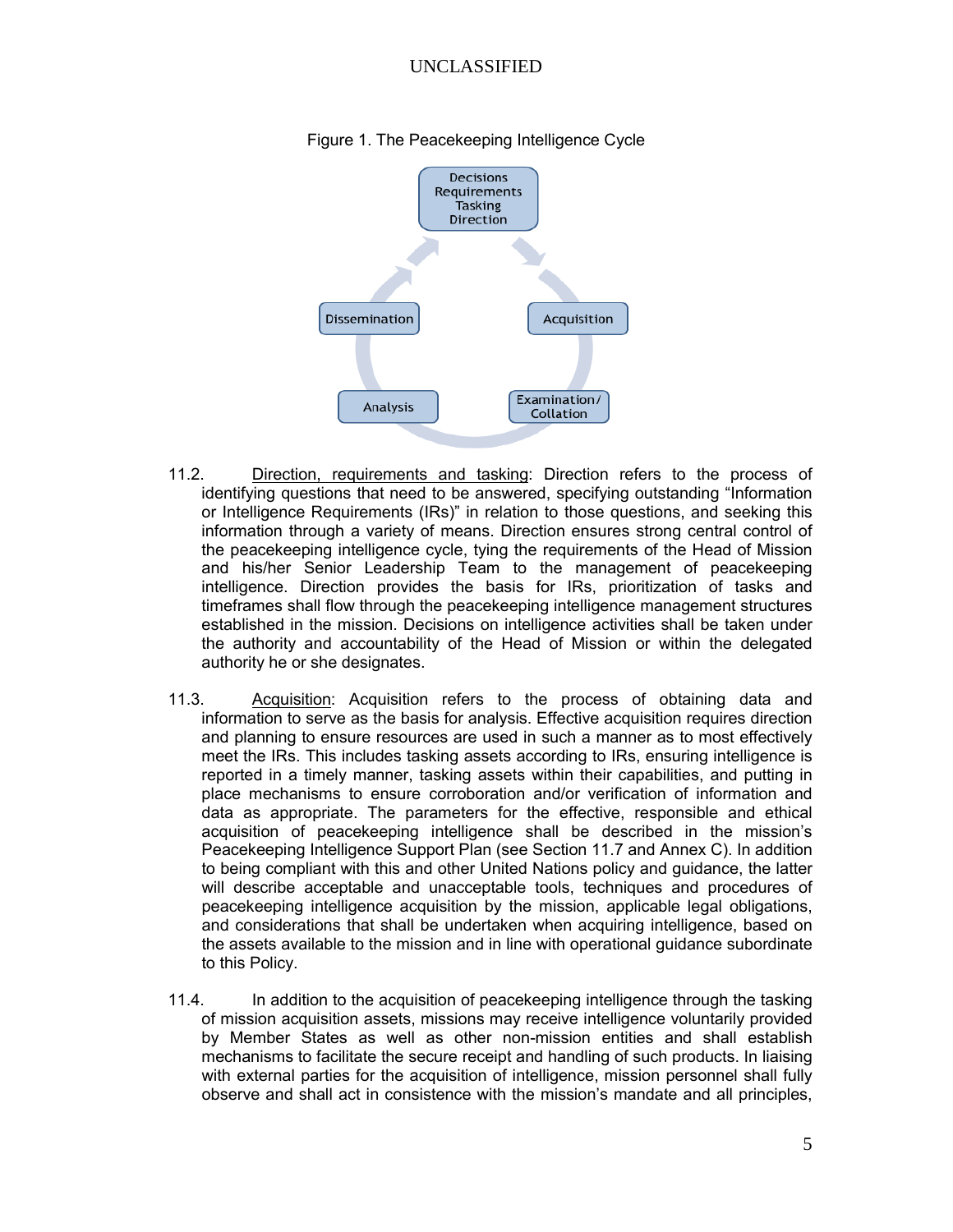Figure 1. The Peacekeeping Intelligence Cycle

Decisions
Requirements
Tasking
Direction

Acquisition

Examination/
Collation

Analysis

Dissemination

11.2. Direction, requirements and tasking: Direction refers to the process of identifying questions that need to be answered, specifying outstanding "Information or Intelligence Requirements (IRs)" in relation to those questions, and seeking this information through a variety of means. Direction ensures strong central control of the peacekeeping intelligence cycle, tying the requirements of the Head of Mission and his/her Senior Leadership Team to the management of peacekeeping intelligence. Direction provides the basis for IRs, prioritization of tasks and timeframes shall flow through the peacekeeping intelligence management structures established in the mission. Decisions on intelligence activities shall be taken under the authority and accountability of the Head of Mission or within the delegated authority he or she designates.

11.3. Acquisition: Acquisition refers to the process of obtaining data and information to serve as the basis for analysis. Effective acquisition requires direction and planning to ensure resources are used in such a manner as to most effectively meet the IRs. This includes tasking assets according to IRs, ensuring intelligence is reported in a timely manner, tasking assets within their capabilities, and putting in place mechanisms to ensure corroboration and/or verification of information and data as appropriate. The parameters for the effective, responsible and ethical acquisition of peacekeeping intelligence shall be described in the mission's Peacekeeping Intelligence Support Plan (see Section 11.7 and Annex C). In addition to being compliant with this and other United Nations policy and guidance, the latter will describe acceptable and unacceptable tools, techniques and procedures of peacekeeping intelligence acquisition by the mission, applicable legal obligations, and considerations that shall be undertaken when acquiring intelligence, based on the assets available to the mission and in line with operational guidance subordinate to this Policy.

11.4. In addition to the acquisition of peacekeeping intelligence through the tasking of mission acquisition assets, missions may receive intelligence voluntarily provided by Member States as well as other non-mission entities and shall establish mechanisms to facilitate the secure receipt and handling of such products. In liaising with external parties for the acquisition of intelligence, mission personnel shall fully observe and shall act in consistence with the mission's mandate and all principles,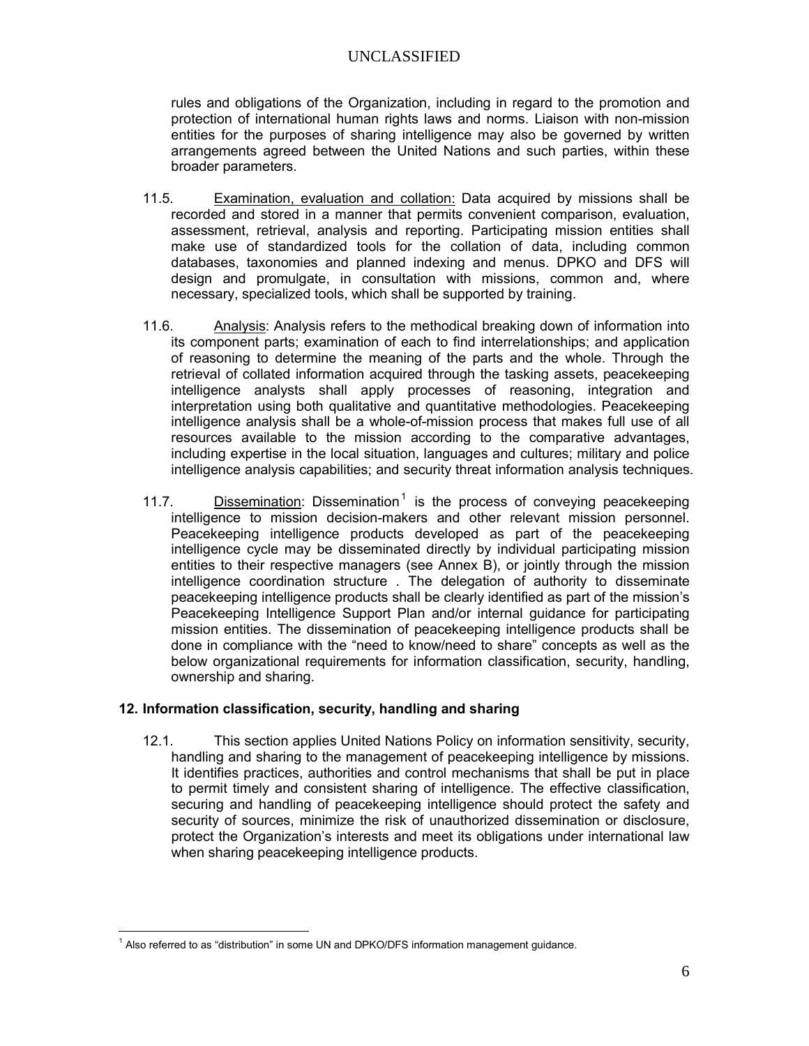rules and obligations of the Organization, including in regard to the promotion and protection of international human rights laws and norms. Liaison with non-mission entities for the purposes of sharing intelligence may also be governed by written arrangements agreed between the United Nations and such parties, within these broader parameters.

11.5. Examination, evaluation and collation: Data acquired by missions shall be recorded and stored in a manner that permits convenient comparison, evaluation, assessment, retrieval, analysis and reporting. Participating mission entities shall make use of standardized tools for the collation of data, including common databases, taxonomies and planned indexing and menus. DPKO and DFS will design and promulgate, in consultation with missions, common and, where necessary, specialized tools, which shall be supported by training.

11.6. Analysis: Analysis refers to the methodical breaking down of information into its component parts; examination of each to find interrelationships; and application of reasoning to determine the meaning of the parts and the whole. Through the retrieval of collated information acquired through the tasking assets, peacekeeping intelligence analysts shall apply processes of reasoning, integration and interpretation using both qualitative and quantitative methodologies. Peacekeeping intelligence analysis shall be a whole-of-mission process that makes full use of all resources available to the mission according to the comparative advantages, including expertise in the local situation, languages and cultures; military and police intelligence analysis capabilities; and security threat information analysis techniques.

11.7. Dissemination: Dissemination[1] is the process of conveying peacekeeping intelligence to mission decision-makers and other relevant mission personnel. Peacekeeping intelligence products developed as part of the peacekeeping intelligence cycle may be disseminated directly by individual participating mission entities to their respective managers (see Annex B), or jointly through the mission intelligence coordination structure . The delegation of authority to disseminate peacekeeping intelligence products shall be clearly identified as part of the mission's Peacekeeping Intelligence Support Plan and/or internal guidance for participating mission entities. The dissemination of peacekeeping intelligence products shall be done in compliance with the "need to know/need to share" concepts as well as the below organizational requirements for information classification, security, handling, ownership and sharing.

**12. Information classification, security, handling and sharing**

12.1. This section applies United Nations Policy on information sensitivity, security, handling and sharing to the management of peacekeeping intelligence by missions. It identifies practices, authorities and control mechanisms that shall be put in place to permit timely and consistent sharing of intelligence. The effective classification, securing and handling of peacekeeping intelligence should protect the safety and security of sources, minimize the risk of unauthorized dissemination or disclosure, protect the Organization's interests and meet its obligations under international law when sharing peacekeeping intelligence products.

[1] Also referred to as "distribution" in some UN and DPKO/DFS information management guidance.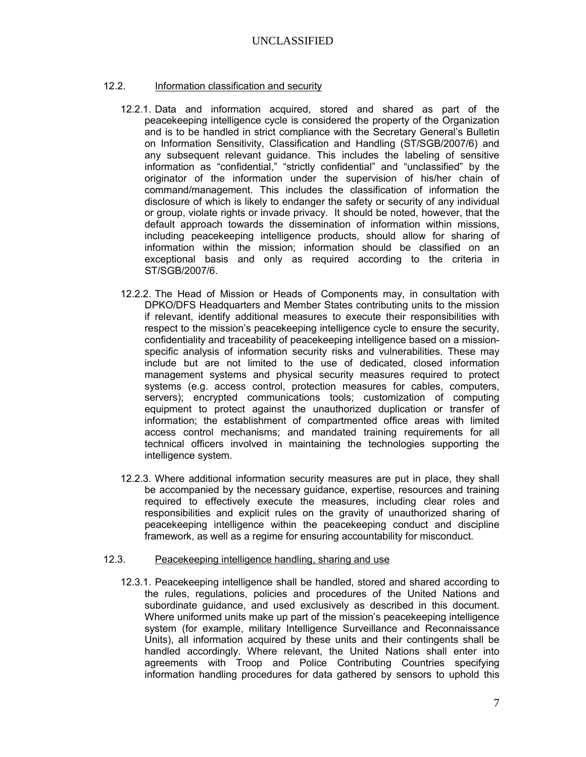### 12.2. Information classification and security

12.2.1. Data and information acquired, stored and shared as part of the peacekeeping intelligence cycle is considered the property of the Organization and is to be handled in strict compliance with the Secretary General's Bulletin on Information Sensitivity, Classification and Handling (ST/SGB/2007/6) and any subsequent relevant guidance. This includes the labeling of sensitive information as "confidential," "strictly confidential" and "unclassified" by the originator of the information under the supervision of his/her chain of command/management. This includes the classification of information the disclosure of which is likely to endanger the safety or security of any individual or group, violate rights or invade privacy. It should be noted, however, that the default approach towards the dissemination of information within missions, including peacekeeping intelligence products, should allow for sharing of information within the mission; information should be classified on an exceptional basis and only as required according to the criteria in ST/SGB/2007/6.

12.2.2. The Head of Mission or Heads of Components may, in consultation with DPKO/DFS Headquarters and Member States contributing units to the mission if relevant, identify additional measures to execute their responsibilities with respect to the mission's peacekeeping intelligence cycle to ensure the security, confidentiality and traceability of peacekeeping intelligence based on a mission-specific analysis of information security risks and vulnerabilities. These may include but are not limited to the use of dedicated, closed information management systems and physical security measures required to protect systems (e.g. access control, protection measures for cables, computers, servers); encrypted communications tools; customization of computing equipment to protect against the unauthorized duplication or transfer of information; the establishment of compartmented office areas with limited access control mechanisms; and mandated training requirements for all technical officers involved in maintaining the technologies supporting the intelligence system.

12.2.3. Where additional information security measures are put in place, they shall be accompanied by the necessary guidance, expertise, resources and training required to effectively execute the measures, including clear roles and responsibilities and explicit rules on the gravity of unauthorized sharing of peacekeeping intelligence within the peacekeeping conduct and discipline framework, as well as a regime for ensuring accountability for misconduct.

### 12.3. Peacekeeping intelligence handling, sharing and use

12.3.1. Peacekeeping intelligence shall be handled, stored and shared according to the rules, regulations, policies and procedures of the United Nations and subordinate guidance, and used exclusively as described in this document. Where uniformed units make up part of the mission's peacekeeping intelligence system (for example, military Intelligence Surveillance and Reconnaissance Units), all information acquired by these units and their contingents shall be handled accordingly. Where relevant, the United Nations shall enter into agreements with Troop and Police Contributing Countries specifying information handling procedures for data gathered by sensors to uphold this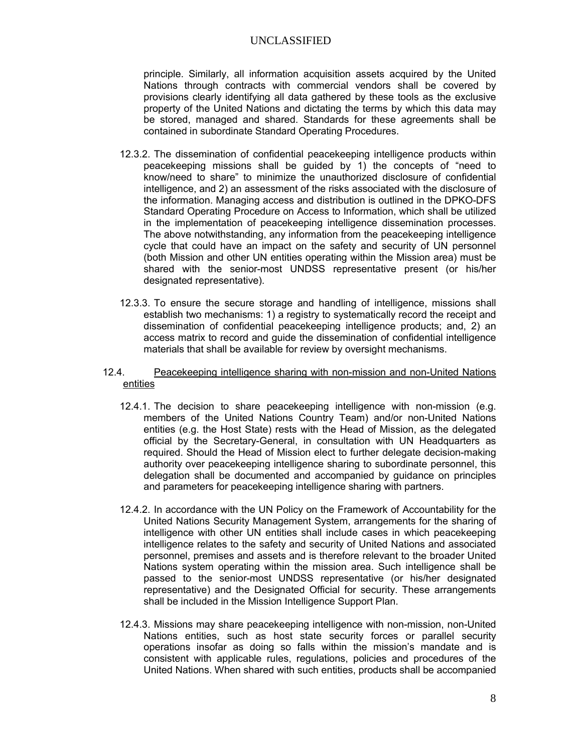principle. Similarly, all information acquisition assets acquired by the United Nations through contracts with commercial vendors shall be covered by provisions clearly identifying all data gathered by these tools as the exclusive property of the United Nations and dictating the terms by which this data may be stored, managed and shared. Standards for these agreements shall be contained in subordinate Standard Operating Procedures.

12.3.2. The dissemination of confidential peacekeeping intelligence products within peacekeeping missions shall be guided by 1) the concepts of "need to know/need to share" to minimize the unauthorized disclosure of confidential intelligence, and 2) an assessment of the risks associated with the disclosure of the information. Managing access and distribution is outlined in the DPKO-DFS Standard Operating Procedure on Access to Information, which shall be utilized in the implementation of peacekeeping intelligence dissemination processes. The above notwithstanding, any information from the peacekeeping intelligence cycle that could have an impact on the safety and security of UN personnel (both Mission and other UN entities operating within the Mission area) must be shared with the senior-most UNDSS representative present (or his/her designated representative).

12.3.3. To ensure the secure storage and handling of intelligence, missions shall establish two mechanisms: 1) a registry to systematically record the receipt and dissemination of confidential peacekeeping intelligence products; and, 2) an access matrix to record and guide the dissemination of confidential intelligence materials that shall be available for review by oversight mechanisms.

12.4. <u>Peacekeeping intelligence sharing with non-mission and non-United Nations entities</u>

12.4.1. The decision to share peacekeeping intelligence with non-mission (e.g. members of the United Nations Country Team) and/or non-United Nations entities (e.g. the Host State) rests with the Head of Mission, as the delegated official by the Secretary-General, in consultation with UN Headquarters as required. Should the Head of Mission elect to further delegate decision-making authority over peacekeeping intelligence sharing to subordinate personnel, this delegation shall be documented and accompanied by guidance on principles and parameters for peacekeeping intelligence sharing with partners.

12.4.2. In accordance with the UN Policy on the Framework of Accountability for the United Nations Security Management System, arrangements for the sharing of intelligence with other UN entities shall include cases in which peacekeeping intelligence relates to the safety and security of United Nations and associated personnel, premises and assets and is therefore relevant to the broader United Nations system operating within the mission area. Such intelligence shall be passed to the senior-most UNDSS representative (or his/her designated representative) and the Designated Official for security. These arrangements shall be included in the Mission Intelligence Support Plan.

12.4.3. Missions may share peacekeeping intelligence with non-mission, non-United Nations entities, such as host state security forces or parallel security operations insofar as doing so falls within the mission's mandate and is consistent with applicable rules, regulations, policies and procedures of the United Nations. When shared with such entities, products shall be accompanied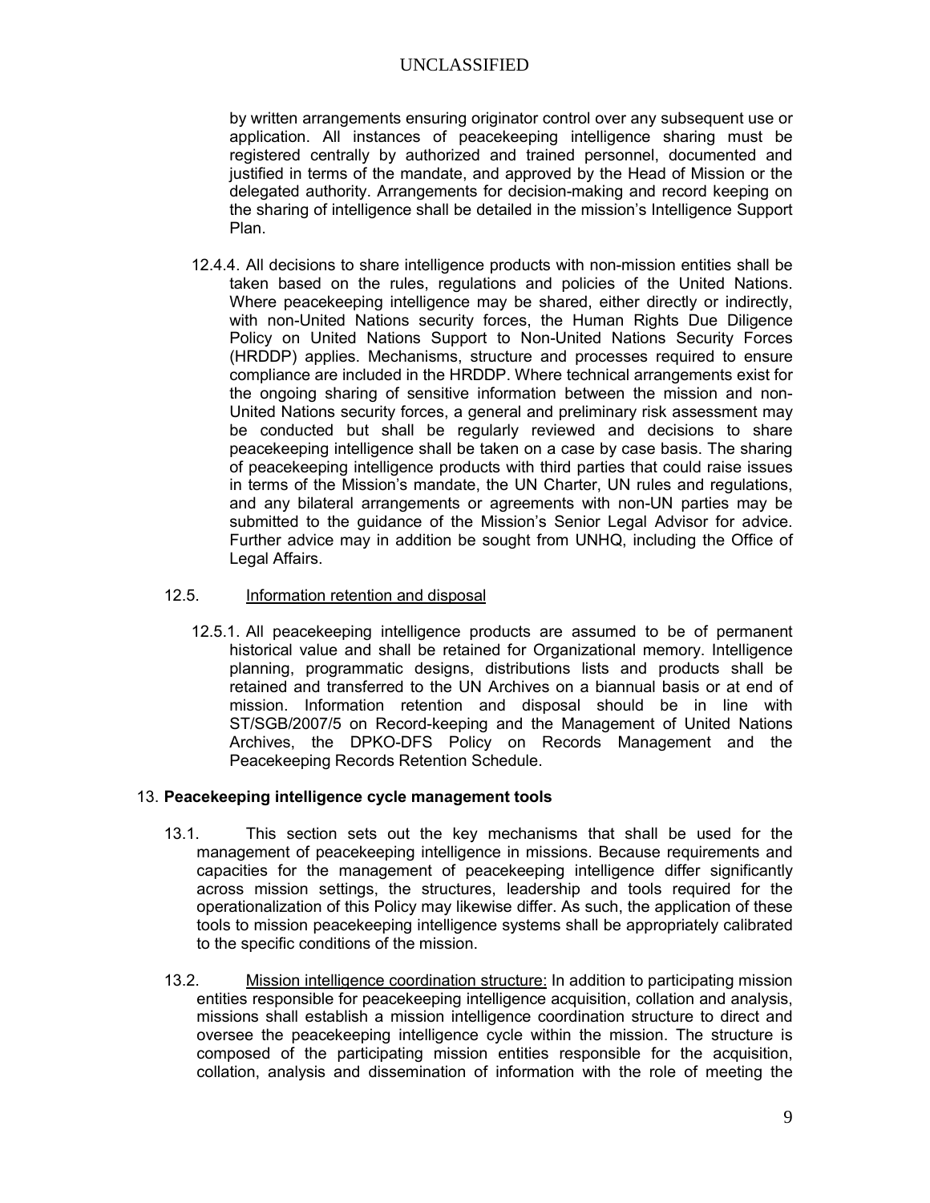by written arrangements ensuring originator control over any subsequent use or application. All instances of peacekeeping intelligence sharing must be registered centrally by authorized and trained personnel, documented and justified in terms of the mandate, and approved by the Head of Mission or the delegated authority. Arrangements for decision-making and record keeping on the sharing of intelligence shall be detailed in the mission's Intelligence Support Plan.

12.4.4. All decisions to share intelligence products with non-mission entities shall be taken based on the rules, regulations and policies of the United Nations. Where peacekeeping intelligence may be shared, either directly or indirectly, with non-United Nations security forces, the Human Rights Due Diligence Policy on United Nations Support to Non-United Nations Security Forces (HRDDP) applies. Mechanisms, structure and processes required to ensure compliance are included in the HRDDP. Where technical arrangements exist for the ongoing sharing of sensitive information between the mission and non-United Nations security forces, a general and preliminary risk assessment may be conducted but shall be regularly reviewed and decisions to share peacekeeping intelligence shall be taken on a case by case basis. The sharing of peacekeeping intelligence products with third parties that could raise issues in terms of the Mission's mandate, the UN Charter, UN rules and regulations, and any bilateral arrangements or agreements with non-UN parties may be submitted to the guidance of the Mission's Senior Legal Advisor for advice. Further advice may in addition be sought from UNHQ, including the Office of Legal Affairs.

12.5. Information retention and disposal

12.5.1. All peacekeeping intelligence products are assumed to be of permanent historical value and shall be retained for Organizational memory. Intelligence planning, programmatic designs, distributions lists and products shall be retained and transferred to the UN Archives on a biannual basis or at end of mission. Information retention and disposal should be in line with ST/SGB/2007/5 on Record-keeping and the Management of United Nations Archives, the DPKO-DFS Policy on Records Management and the Peacekeeping Records Retention Schedule.

## 13. Peacekeeping intelligence cycle management tools

13.1. This section sets out the key mechanisms that shall be used for the management of peacekeeping intelligence in missions. Because requirements and capacities for the management of peacekeeping intelligence differ significantly across mission settings, the structures, leadership and tools required for the operationalization of this Policy may likewise differ. As such, the application of these tools to mission peacekeeping intelligence systems shall be appropriately calibrated to the specific conditions of the mission.

13.2. Mission intelligence coordination structure: In addition to participating mission entities responsible for peacekeeping intelligence acquisition, collation and analysis, missions shall establish a mission intelligence coordination structure to direct and oversee the peacekeeping intelligence cycle within the mission. The structure is composed of the participating mission entities responsible for the acquisition, collation, analysis and dissemination of information with the role of meeting the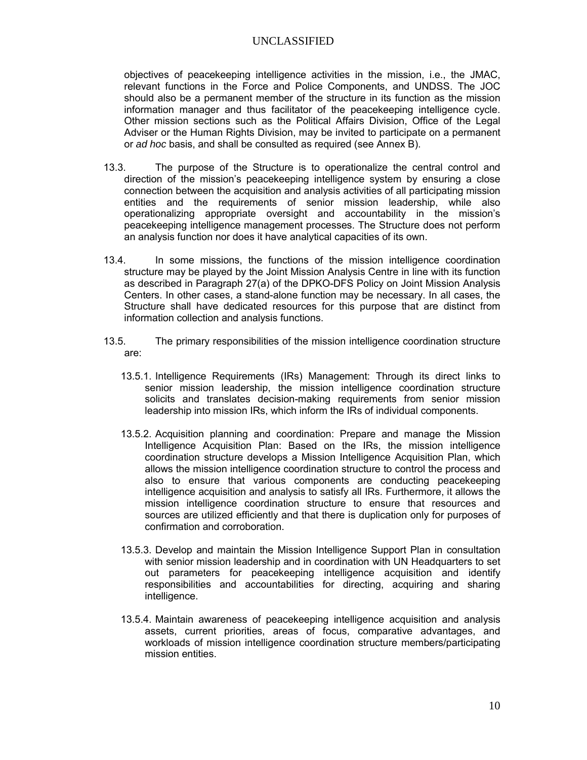objectives of peacekeeping intelligence activities in the mission, i.e., the JMAC, relevant functions in the Force and Police Components, and UNDSS. The JOC should also be a permanent member of the structure in its function as the mission information manager and thus facilitator of the peacekeeping intelligence cycle. Other mission sections such as the Political Affairs Division, Office of the Legal Adviser or the Human Rights Division, may be invited to participate on a permanent or *ad hoc* basis, and shall be consulted as required (see Annex B).

13.3. The purpose of the Structure is to operationalize the central control and direction of the mission's peacekeeping intelligence system by ensuring a close connection between the acquisition and analysis activities of all participating mission entities and the requirements of senior mission leadership, while also operationalizing appropriate oversight and accountability in the mission's peacekeeping intelligence management processes. The Structure does not perform an analysis function nor does it have analytical capacities of its own.

13.4. In some missions, the functions of the mission intelligence coordination structure may be played by the Joint Mission Analysis Centre in line with its function as described in Paragraph 27(a) of the DPKO-DFS Policy on Joint Mission Analysis Centers. In other cases, a stand-alone function may be necessary. In all cases, the Structure shall have dedicated resources for this purpose that are distinct from information collection and analysis functions.

13.5. The primary responsibilities of the mission intelligence coordination structure are:

13.5.1. Intelligence Requirements (IRs) Management: Through its direct links to senior mission leadership, the mission intelligence coordination structure solicits and translates decision-making requirements from senior mission leadership into mission IRs, which inform the IRs of individual components.

13.5.2. Acquisition planning and coordination: Prepare and manage the Mission Intelligence Acquisition Plan: Based on the IRs, the mission intelligence coordination structure develops a Mission Intelligence Acquisition Plan, which allows the mission intelligence coordination structure to control the process and also to ensure that various components are conducting peacekeeping intelligence acquisition and analysis to satisfy all IRs. Furthermore, it allows the mission intelligence coordination structure to ensure that resources and sources are utilized efficiently and that there is duplication only for purposes of confirmation and corroboration.

13.5.3. Develop and maintain the Mission Intelligence Support Plan in consultation with senior mission leadership and in coordination with UN Headquarters to set out parameters for peacekeeping intelligence acquisition and identify responsibilities and accountabilities for directing, acquiring and sharing intelligence.

13.5.4. Maintain awareness of peacekeeping intelligence acquisition and analysis assets, current priorities, areas of focus, comparative advantages, and workloads of mission intelligence coordination structure members/participating mission entities.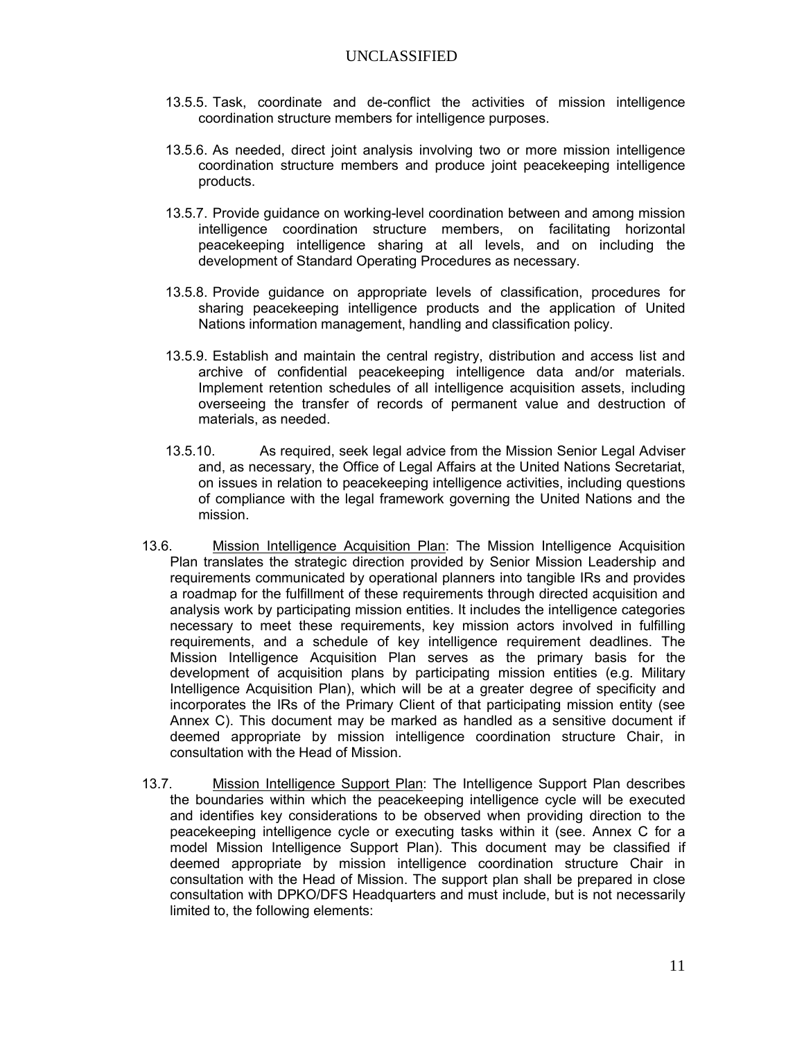13.5.5. Task, coordinate and de-conflict the activities of mission intelligence coordination structure members for intelligence purposes.

13.5.6. As needed, direct joint analysis involving two or more mission intelligence coordination structure members and produce joint peacekeeping intelligence products.

13.5.7. Provide guidance on working-level coordination between and among mission intelligence coordination structure members, on facilitating horizontal peacekeeping intelligence sharing at all levels, and on including the development of Standard Operating Procedures as necessary.

13.5.8. Provide guidance on appropriate levels of classification, procedures for sharing peacekeeping intelligence products and the application of United Nations information management, handling and classification policy.

13.5.9. Establish and maintain the central registry, distribution and access list and archive of confidential peacekeeping intelligence data and/or materials. Implement retention schedules of all intelligence acquisition assets, including overseeing the transfer of records of permanent value and destruction of materials, as needed.

13.5.10. As required, seek legal advice from the Mission Senior Legal Adviser and, as necessary, the Office of Legal Affairs at the United Nations Secretariat, on issues in relation to peacekeeping intelligence activities, including questions of compliance with the legal framework governing the United Nations and the mission.

13.6. Mission Intelligence Acquisition Plan: The Mission Intelligence Acquisition Plan translates the strategic direction provided by Senior Mission Leadership and requirements communicated by operational planners into tangible IRs and provides a roadmap for the fulfillment of these requirements through directed acquisition and analysis work by participating mission entities. It includes the intelligence categories necessary to meet these requirements, key mission actors involved in fulfilling requirements, and a schedule of key intelligence requirement deadlines. The Mission Intelligence Acquisition Plan serves as the primary basis for the development of acquisition plans by participating mission entities (e.g. Military Intelligence Acquisition Plan), which will be at a greater degree of specificity and incorporates the IRs of the Primary Client of that participating mission entity (see Annex C). This document may be marked as handled as a sensitive document if deemed appropriate by mission intelligence coordination structure Chair, in consultation with the Head of Mission.

13.7. Mission Intelligence Support Plan: The Intelligence Support Plan describes the boundaries within which the peacekeeping intelligence cycle will be executed and identifies key considerations to be observed when providing direction to the peacekeeping intelligence cycle or executing tasks within it (see. Annex C for a model Mission Intelligence Support Plan). This document may be classified if deemed appropriate by mission intelligence coordination structure Chair in consultation with the Head of Mission. The support plan shall be prepared in close consultation with DPKO/DFS Headquarters and must include, but is not necessarily limited to, the following elements: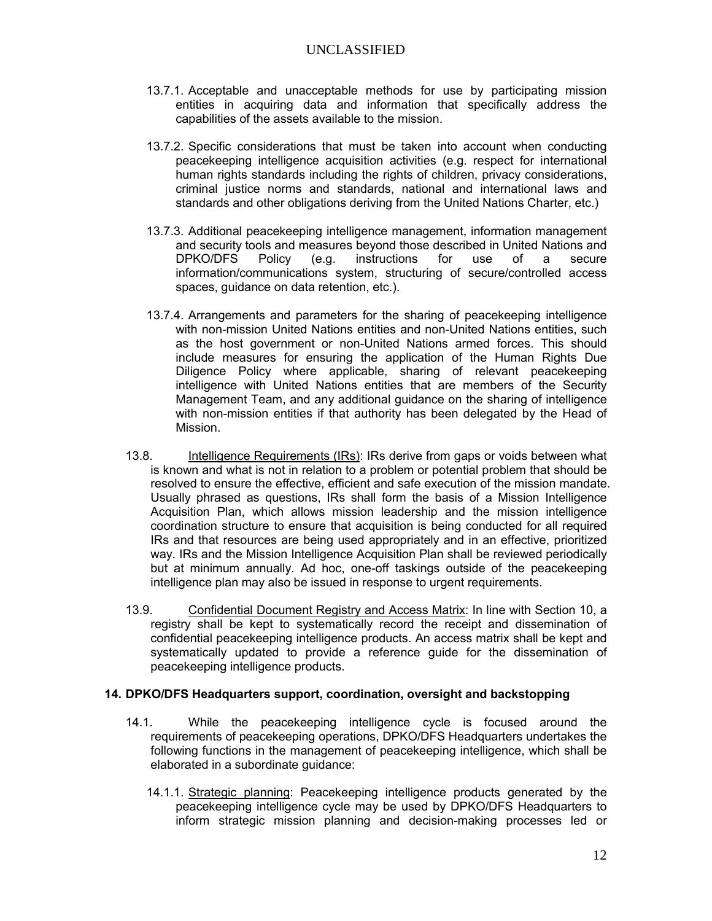13.7.1. Acceptable and unacceptable methods for use by participating mission entities in acquiring data and information that specifically address the capabilities of the assets available to the mission.

13.7.2. Specific considerations that must be taken into account when conducting peacekeeping intelligence acquisition activities (e.g. respect for international human rights standards including the rights of children, privacy considerations, criminal justice norms and standards, national and international laws and standards and other obligations deriving from the United Nations Charter, etc.)

13.7.3. Additional peacekeeping intelligence management, information management and security tools and measures beyond those described in United Nations and DPKO/DFS Policy (e.g. instructions for use of a secure information/communications system, structuring of secure/controlled access spaces, guidance on data retention, etc.).

13.7.4. Arrangements and parameters for the sharing of peacekeeping intelligence with non-mission United Nations entities and non-United Nations entities, such as the host government or non-United Nations armed forces. This should include measures for ensuring the application of the Human Rights Due Diligence Policy where applicable, sharing of relevant peacekeeping intelligence with United Nations entities that are members of the Security Management Team, and any additional guidance on the sharing of intelligence with non-mission entities if that authority has been delegated by the Head of Mission.

13.8. Intelligence Requirements (IRs): IRs derive from gaps or voids between what is known and what is not in relation to a problem or potential problem that should be resolved to ensure the effective, efficient and safe execution of the mission mandate. Usually phrased as questions, IRs shall form the basis of a Mission Intelligence Acquisition Plan, which allows mission leadership and the mission intelligence coordination structure to ensure that acquisition is being conducted for all required IRs and that resources are being used appropriately and in an effective, prioritized way. IRs and the Mission Intelligence Acquisition Plan shall be reviewed periodically but at minimum annually. Ad hoc, one-off taskings outside of the peacekeeping intelligence plan may also be issued in response to urgent requirements.

13.9. Confidential Document Registry and Access Matrix: In line with Section 10, a registry shall be kept to systematically record the receipt and dissemination of confidential peacekeeping intelligence products. An access matrix shall be kept and systematically updated to provide a reference guide for the dissemination of peacekeeping intelligence products.

## 14. DPKO/DFS Headquarters support, coordination, oversight and backstopping

14.1. While the peacekeeping intelligence cycle is focused around the requirements of peacekeeping operations, DPKO/DFS Headquarters undertakes the following functions in the management of peacekeeping intelligence, which shall be elaborated in a subordinate guidance:

14.1.1. Strategic planning: Peacekeeping intelligence products generated by the peacekeeping intelligence cycle may be used by DPKO/DFS Headquarters to inform strategic mission planning and decision-making processes led or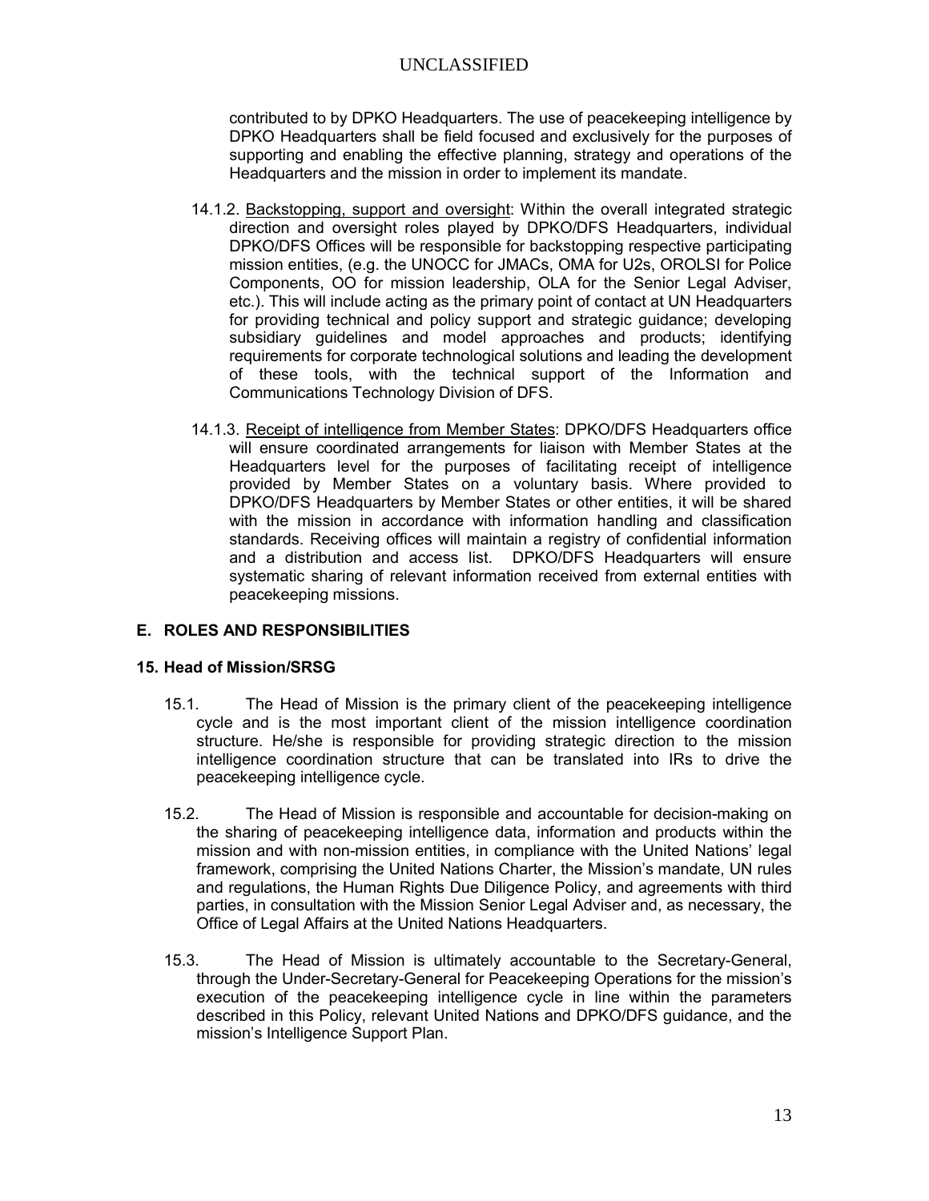contributed to by DPKO Headquarters. The use of peacekeeping intelligence by DPKO Headquarters shall be field focused and exclusively for the purposes of supporting and enabling the effective planning, strategy and operations of the Headquarters and the mission in order to implement its mandate.

14.1.2. Backstopping, support and oversight: Within the overall integrated strategic direction and oversight roles played by DPKO/DFS Headquarters, individual DPKO/DFS Offices will be responsible for backstopping respective participating mission entities, (e.g. the UNOCC for JMACs, OMA for U2s, OROLSI for Police Components, OO for mission leadership, OLA for the Senior Legal Adviser, etc.). This will include acting as the primary point of contact at UN Headquarters for providing technical and policy support and strategic guidance; developing subsidiary guidelines and model approaches and products; identifying requirements for corporate technological solutions and leading the development of these tools, with the technical support of the Information and Communications Technology Division of DFS.

14.1.3. Receipt of intelligence from Member States: DPKO/DFS Headquarters office will ensure coordinated arrangements for liaison with Member States at the Headquarters level for the purposes of facilitating receipt of intelligence provided by Member States on a voluntary basis. Where provided to DPKO/DFS Headquarters by Member States or other entities, it will be shared with the mission in accordance with information handling and classification standards. Receiving offices will maintain a registry of confidential information and a distribution and access list. DPKO/DFS Headquarters will ensure systematic sharing of relevant information received from external entities with peacekeeping missions.

## E. ROLES AND RESPONSIBILITIES

### 15. Head of Mission/SRSG

15.1. The Head of Mission is the primary client of the peacekeeping intelligence cycle and is the most important client of the mission intelligence coordination structure. He/she is responsible for providing strategic direction to the mission intelligence coordination structure that can be translated into IRs to drive the peacekeeping intelligence cycle.

15.2. The Head of Mission is responsible and accountable for decision-making on the sharing of peacekeeping intelligence data, information and products within the mission and with non-mission entities, in compliance with the United Nations' legal framework, comprising the United Nations Charter, the Mission's mandate, UN rules and regulations, the Human Rights Due Diligence Policy, and agreements with third parties, in consultation with the Mission Senior Legal Adviser and, as necessary, the Office of Legal Affairs at the United Nations Headquarters.

15.3. The Head of Mission is ultimately accountable to the Secretary-General, through the Under-Secretary-General for Peacekeeping Operations for the mission's execution of the peacekeeping intelligence cycle in line within the parameters described in this Policy, relevant United Nations and DPKO/DFS guidance, and the mission's Intelligence Support Plan.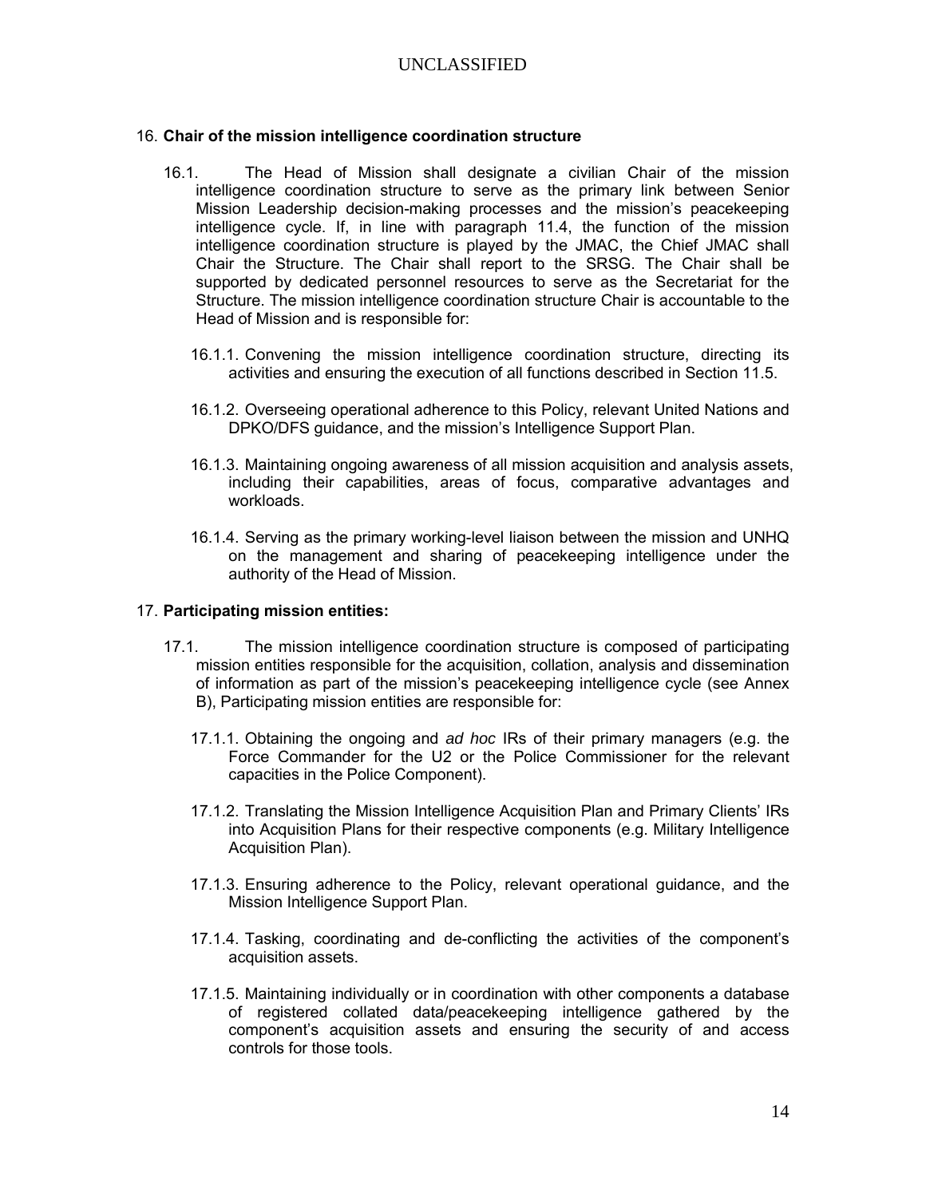16. **Chair of the mission intelligence coordination structure**

16.1. The Head of Mission shall designate a civilian Chair of the mission intelligence coordination structure to serve as the primary link between Senior Mission Leadership decision-making processes and the mission's peacekeeping intelligence cycle. If, in line with paragraph 11.4, the function of the mission intelligence coordination structure is played by the JMAC, the Chief JMAC shall Chair the Structure. The Chair shall report to the SRSG. The Chair shall be supported by dedicated personnel resources to serve as the Secretariat for the Structure. The mission intelligence coordination structure Chair is accountable to the Head of Mission and is responsible for:

16.1.1. Convening the mission intelligence coordination structure, directing its activities and ensuring the execution of all functions described in Section 11.5.

16.1.2. Overseeing operational adherence to this Policy, relevant United Nations and DPKO/DFS guidance, and the mission's Intelligence Support Plan.

16.1.3. Maintaining ongoing awareness of all mission acquisition and analysis assets, including their capabilities, areas of focus, comparative advantages and workloads.

16.1.4. Serving as the primary working-level liaison between the mission and UNHQ on the management and sharing of peacekeeping intelligence under the authority of the Head of Mission.

17. **Participating mission entities:**

17.1. The mission intelligence coordination structure is composed of participating mission entities responsible for the acquisition, collation, analysis and dissemination of information as part of the mission's peacekeeping intelligence cycle (see Annex B), Participating mission entities are responsible for:

17.1.1. Obtaining the ongoing and *ad hoc* IRs of their primary managers (e.g. the Force Commander for the U2 or the Police Commissioner for the relevant capacities in the Police Component).

17.1.2. Translating the Mission Intelligence Acquisition Plan and Primary Clients' IRs into Acquisition Plans for their respective components (e.g. Military Intelligence Acquisition Plan).

17.1.3. Ensuring adherence to the Policy, relevant operational guidance, and the Mission Intelligence Support Plan.

17.1.4. Tasking, coordinating and de-conflicting the activities of the component's acquisition assets.

17.1.5. Maintaining individually or in coordination with other components a database of registered collated data/peacekeeping intelligence gathered by the component's acquisition assets and ensuring the security of and access controls for those tools.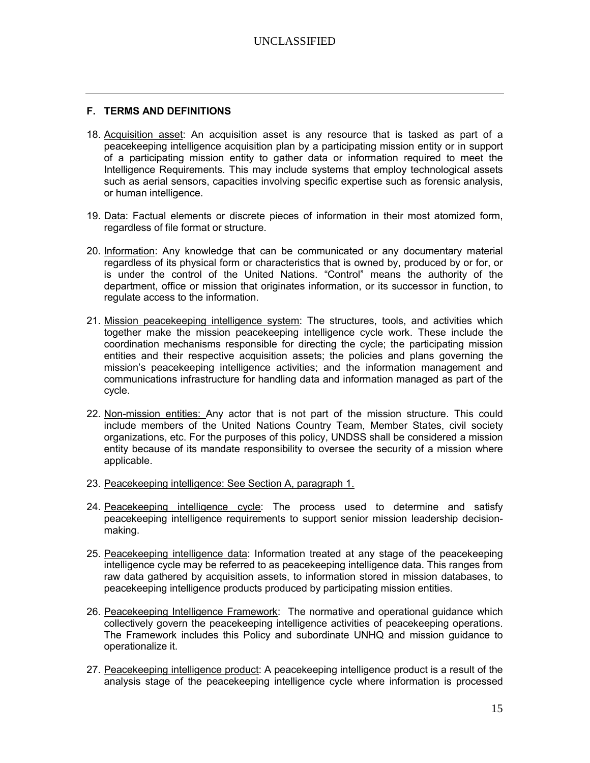## F. TERMS AND DEFINITIONS

18. Acquisition asset: An acquisition asset is any resource that is tasked as part of a peacekeeping intelligence acquisition plan by a participating mission entity or in support of a participating mission entity to gather data or information required to meet the Intelligence Requirements. This may include systems that employ technological assets such as aerial sensors, capacities involving specific expertise such as forensic analysis, or human intelligence.

19. Data: Factual elements or discrete pieces of information in their most atomized form, regardless of file format or structure.

20. Information: Any knowledge that can be communicated or any documentary material regardless of its physical form or characteristics that is owned by, produced by or for, or is under the control of the United Nations. "Control" means the authority of the department, office or mission that originates information, or its successor in function, to regulate access to the information.

21. Mission peacekeeping intelligence system: The structures, tools, and activities which together make the mission peacekeeping intelligence cycle work. These include the coordination mechanisms responsible for directing the cycle; the participating mission entities and their respective acquisition assets; the policies and plans governing the mission's peacekeeping intelligence activities; and the information management and communications infrastructure for handling data and information managed as part of the cycle.

22. Non-mission entities: Any actor that is not part of the mission structure. This could include members of the United Nations Country Team, Member States, civil society organizations, etc. For the purposes of this policy, UNDSS shall be considered a mission entity because of its mandate responsibility to oversee the security of a mission where applicable.

23. Peacekeeping intelligence: See Section A, paragraph 1.

24. Peacekeeping intelligence cycle: The process used to determine and satisfy peacekeeping intelligence requirements to support senior mission leadership decision-making.

25. Peacekeeping intelligence data: Information treated at any stage of the peacekeeping intelligence cycle may be referred to as peacekeeping intelligence data. This ranges from raw data gathered by acquisition assets, to information stored in mission databases, to peacekeeping intelligence products produced by participating mission entities.

26. Peacekeeping Intelligence Framework: The normative and operational guidance which collectively govern the peacekeeping intelligence activities of peacekeeping operations. The Framework includes this Policy and subordinate UNHQ and mission guidance to operationalize it.

27. Peacekeeping intelligence product: A peacekeeping intelligence product is a result of the analysis stage of the peacekeeping intelligence cycle where information is processed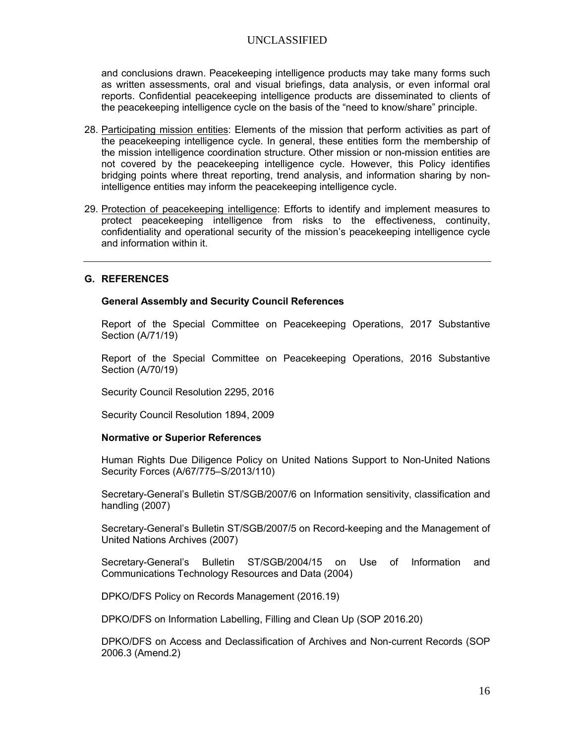and conclusions drawn. Peacekeeping intelligence products may take many forms such as written assessments, oral and visual briefings, data analysis, or even informal oral reports. Confidential peacekeeping intelligence products are disseminated to clients of the peacekeeping intelligence cycle on the basis of the "need to know/share" principle.

28. Participating mission entities: Elements of the mission that perform activities as part of the peacekeeping intelligence cycle. In general, these entities form the membership of the mission intelligence coordination structure. Other mission or non-mission entities are not covered by the peacekeeping intelligence cycle. However, this Policy identifies bridging points where threat reporting, trend analysis, and information sharing by non-intelligence entities may inform the peacekeeping intelligence cycle.

29. Protection of peacekeeping intelligence: Efforts to identify and implement measures to protect peacekeeping intelligence from risks to the effectiveness, continuity, confidentiality and operational security of the mission's peacekeeping intelligence cycle and information within it.

---

## G. REFERENCES

**General Assembly and Security Council References**

Report of the Special Committee on Peacekeeping Operations, 2017 Substantive Section (A/71/19)

Report of the Special Committee on Peacekeeping Operations, 2016 Substantive Section (A/70/19)

Security Council Resolution 2295, 2016

Security Council Resolution 1894, 2009

**Normative or Superior References**

Human Rights Due Diligence Policy on United Nations Support to Non-United Nations Security Forces (A/67/775–S/2013/110)

Secretary-General's Bulletin ST/SGB/2007/6 on Information sensitivity, classification and handling (2007)

Secretary-General's Bulletin ST/SGB/2007/5 on Record-keeping and the Management of United Nations Archives (2007)

Secretary-General's Bulletin ST/SGB/2004/15 on Use of Information and Communications Technology Resources and Data (2004)

DPKO/DFS Policy on Records Management (2016.19)

DPKO/DFS on Information Labelling, Filling and Clean Up (SOP 2016.20)

DPKO/DFS on Access and Declassification of Archives and Non-current Records (SOP 2006.3 (Amend.2)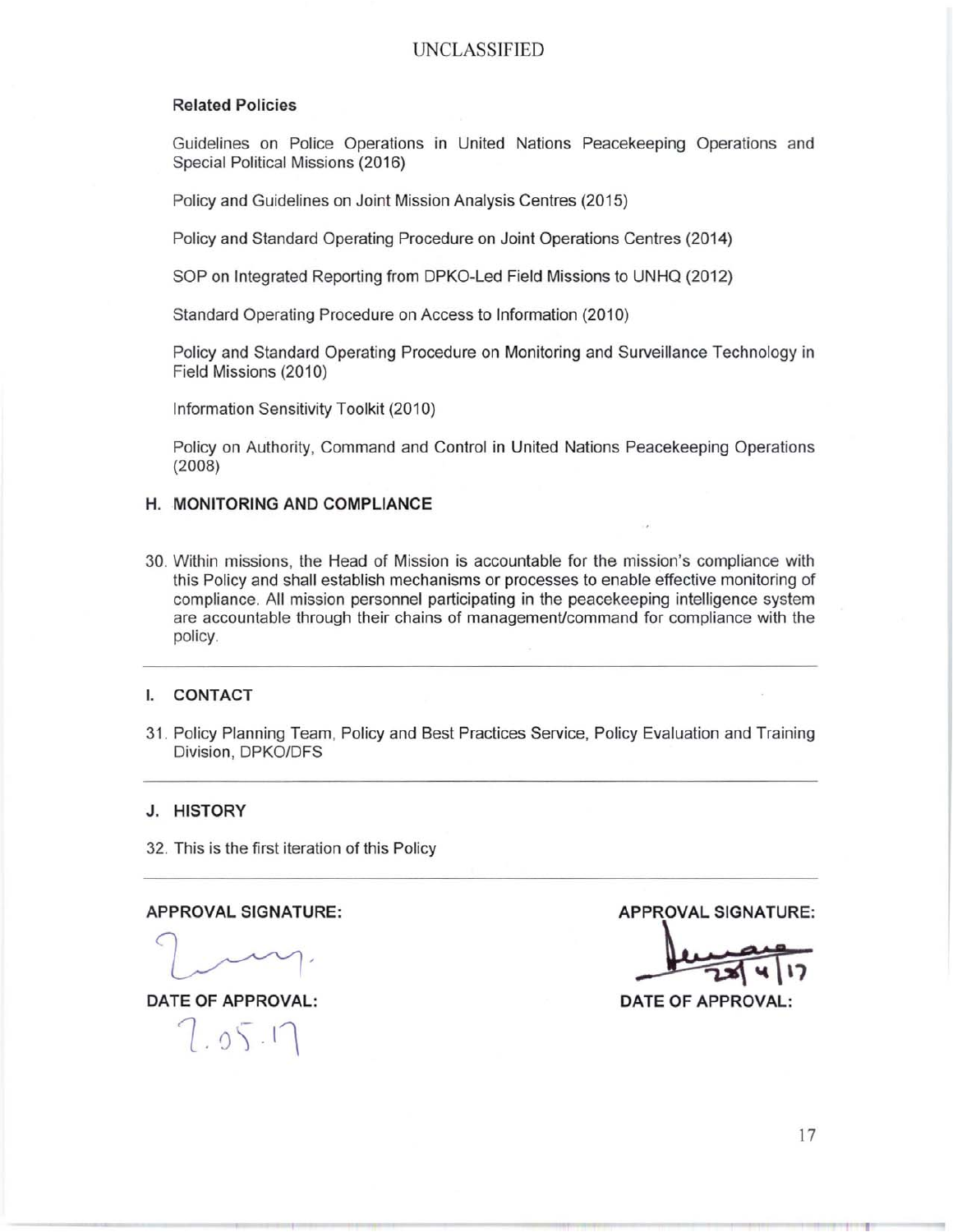**Related Policies**

Guidelines on Police Operations in United Nations Peacekeeping Operations and Special Political Missions (2016)

Policy and Guidelines on Joint Mission Analysis Centres (2015)

Policy and Standard Operating Procedure on Joint Operations Centres (2014)

SOP on Integrated Reporting from DPKO-Led Field Missions to UNHQ (2012)

Standard Operating Procedure on Access to Information (2010)

Policy and Standard Operating Procedure on Monitoring and Surveillance Technology in Field Missions (2010)

Information Sensitivity Toolkit (2010)

Policy on Authority, Command and Control in United Nations Peacekeeping Operations (2008)

## H. MONITORING AND COMPLIANCE

30. Within missions, the Head of Mission is accountable for the mission's compliance with this Policy and shall establish mechanisms or processes to enable effective monitoring of compliance. All mission personnel participating in the peacekeeping intelligence system are accountable through their chains of management/command for compliance with the policy.

---

## I. CONTACT

31. Policy Planning Team, Policy and Best Practices Service, Policy Evaluation and Training Division, DPKO/DFS

---

## J. HISTORY

32. This is the first iteration of this Policy

---

| APPROVAL SIGNATURE: | APPROVAL SIGNATURE: |
|---|---|
| [signature] | [signature] |
| DATE OF APPROVAL: | DATE OF APPROVAL: |
| 7.05.17 | 28/4/17 |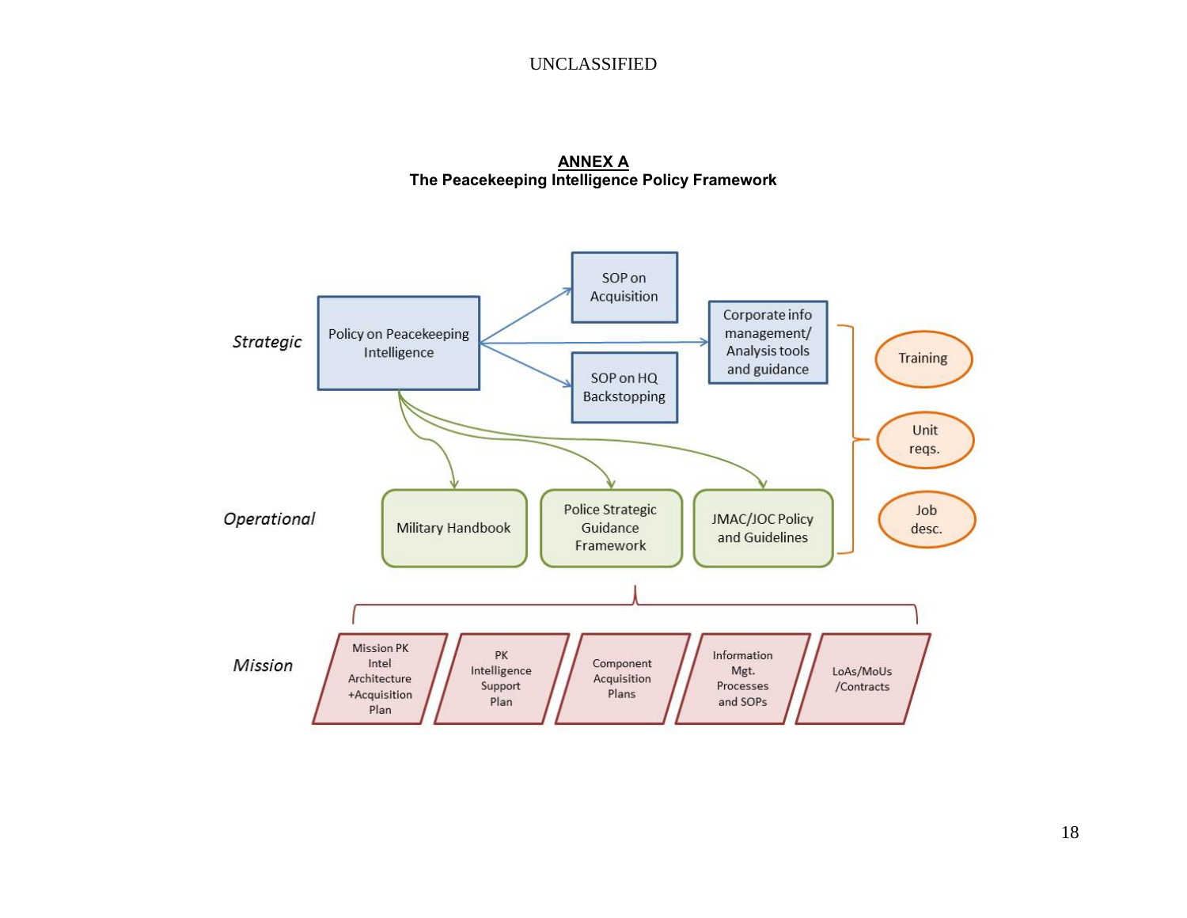**ANNEX A**
**The Peacekeeping Intelligence Policy Framework**

*Strategic*

- Policy on Peacekeeping Intelligence
  - SOP on Acquisition
  - Corporate info management/ Analysis tools and guidance
  - SOP on HQ Backstopping

*Operational*

- Military Handbook
- Police Strategic Guidance Framework
- JMAC/JOC Policy and Guidelines

Training

Unit reqs.

Job desc.

*Mission*

- Mission PK Intel Architecture +Acquisition Plan
- PK Intelligence Support Plan
- Component Acquisition Plans
- Information Mgt. Processes and SOPs
- LoAs/MoUs /Contracts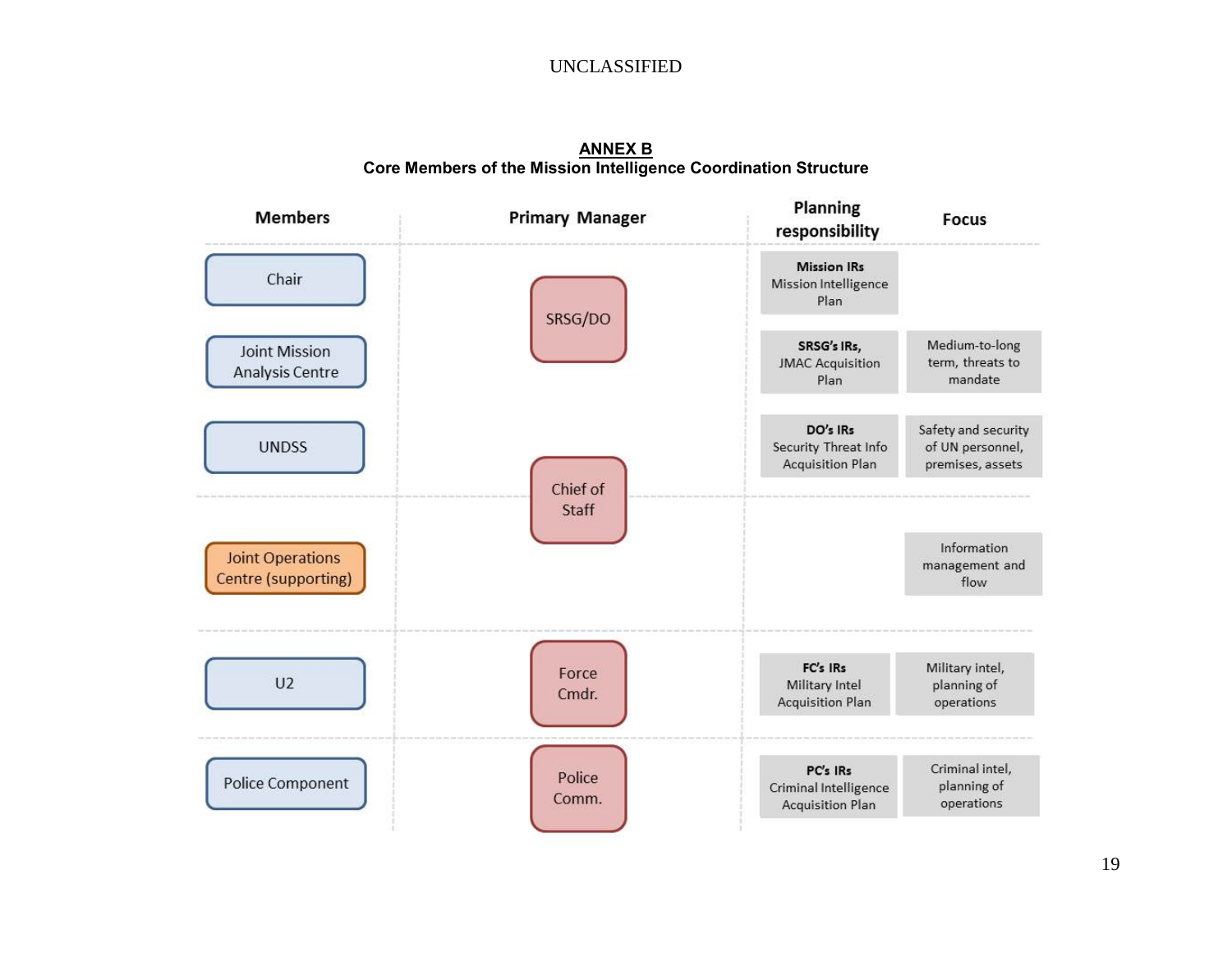## ANNEX B
### Core Members of the Mission Intelligence Coordination Structure

| Members | Primary Manager | Planning responsibility | Focus |
|---|---|---|---|
| Chair | SRSG/DO | **Mission IRs** Mission Intelligence Plan | |
| Joint Mission Analysis Centre | SRSG/DO | **SRSG's IRs,** JMAC Acquisition Plan | Medium-to-long term, threats to mandate |
| UNDSS | Chief of Staff | **DO's IRs** Security Threat Info Acquisition Plan | Safety and security of UN personnel, premises, assets |
| Joint Operations Centre (supporting) | Chief of Staff | | Information management and flow |
| U2 | Force Cmdr. | **FC's IRs** Military Intel Acquisition Plan | Military intel, planning of operations |
| Police Component | Police Comm. | **PC's IRs** Criminal Intelligence Acquisition Plan | Criminal intel, planning of operations |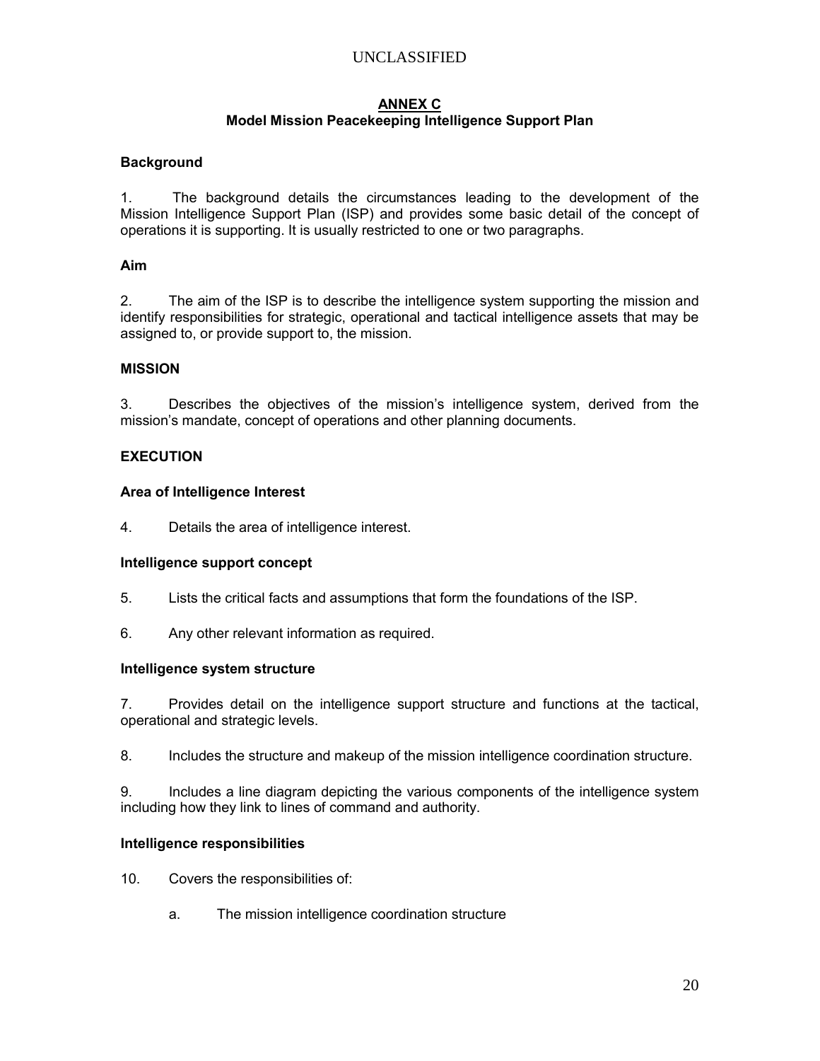## ANNEX C

### Model Mission Peacekeeping Intelligence Support Plan

**Background**

1. The background details the circumstances leading to the development of the Mission Intelligence Support Plan (ISP) and provides some basic detail of the concept of operations it is supporting. It is usually restricted to one or two paragraphs.

**Aim**

2. The aim of the ISP is to describe the intelligence system supporting the mission and identify responsibilities for strategic, operational and tactical intelligence assets that may be assigned to, or provide support to, the mission.

**MISSION**

3. Describes the objectives of the mission's intelligence system, derived from the mission's mandate, concept of operations and other planning documents.

**EXECUTION**

**Area of Intelligence Interest**

4. Details the area of intelligence interest.

**Intelligence support concept**

5. Lists the critical facts and assumptions that form the foundations of the ISP.

6. Any other relevant information as required.

**Intelligence system structure**

7. Provides detail on the intelligence support structure and functions at the tactical, operational and strategic levels.

8. Includes the structure and makeup of the mission intelligence coordination structure.

9. Includes a line diagram depicting the various components of the intelligence system including how they link to lines of command and authority.

**Intelligence responsibilities**

10. Covers the responsibilities of:

   a. The mission intelligence coordination structure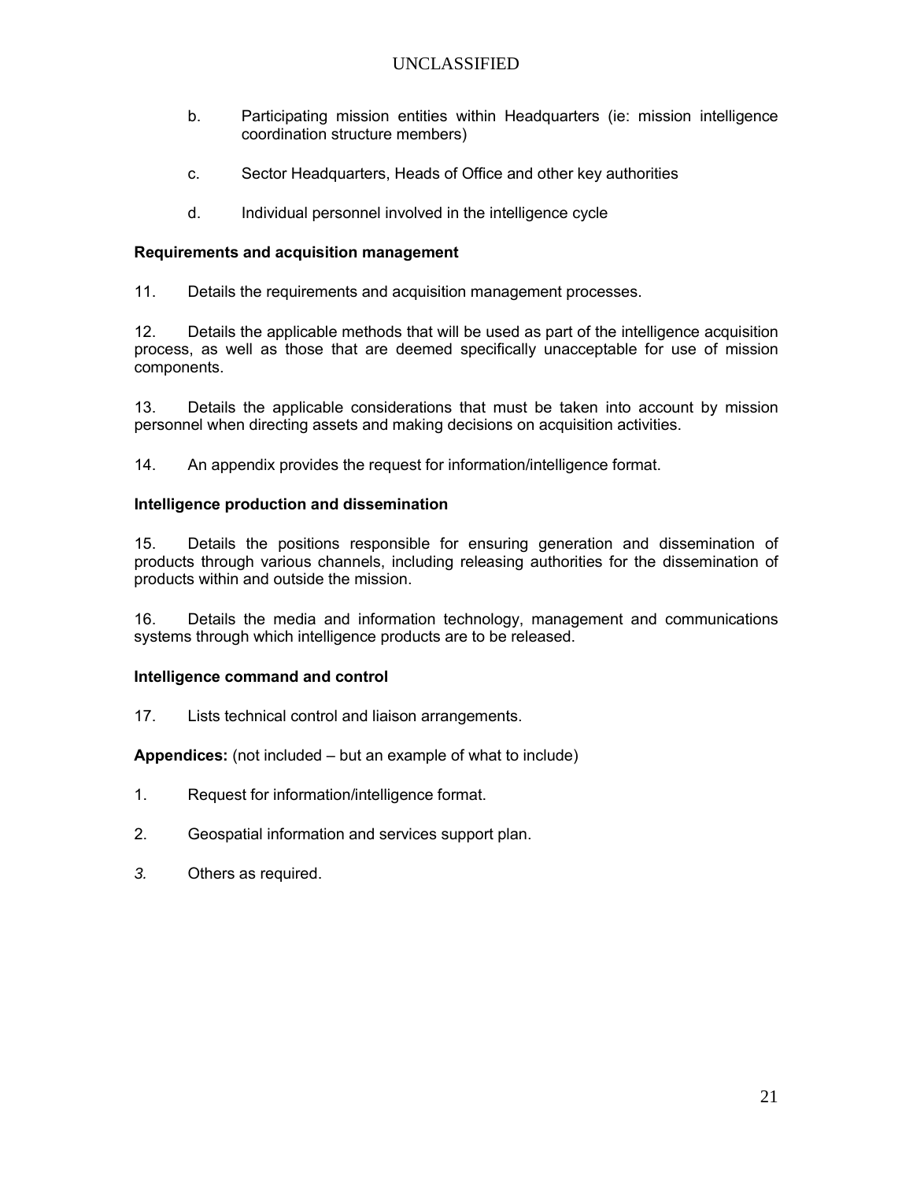b. Participating mission entities within Headquarters (ie: mission intelligence coordination structure members)

c. Sector Headquarters, Heads of Office and other key authorities

d. Individual personnel involved in the intelligence cycle

**Requirements and acquisition management**

11. Details the requirements and acquisition management processes.

12. Details the applicable methods that will be used as part of the intelligence acquisition process, as well as those that are deemed specifically unacceptable for use of mission components.

13. Details the applicable considerations that must be taken into account by mission personnel when directing assets and making decisions on acquisition activities.

14. An appendix provides the request for information/intelligence format.

**Intelligence production and dissemination**

15. Details the positions responsible for ensuring generation and dissemination of products through various channels, including releasing authorities for the dissemination of products within and outside the mission.

16. Details the media and information technology, management and communications systems through which intelligence products are to be released.

**Intelligence command and control**

17. Lists technical control and liaison arrangements.

**Appendices:** (not included – but an example of what to include)

1. Request for information/intelligence format.

2. Geospatial information and services support plan.

*3.* Others as required.